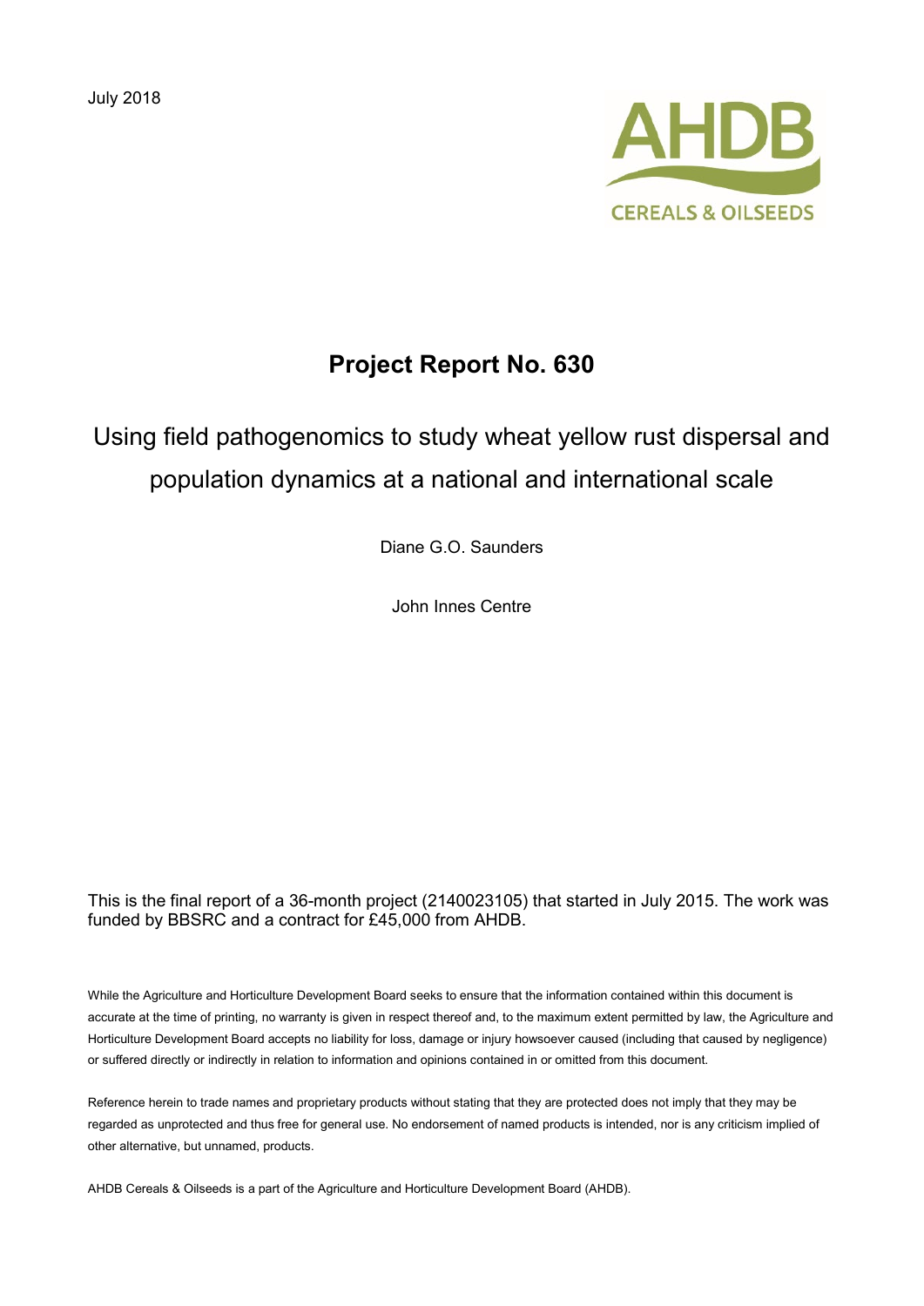July 2018

AHDB

CEREALS & OILSEEDS

# Project Report No. 630

## Using field pathogenomics to study wheat yellow rust dispersal and population dynamics at a national and international scale

Diane G.O. Saunders

John Innes Centre

This is the final report of a 36-month project (2140023105) that started in July 2015. The work was funded by BBSRC and a contract for £45,000 from AHDB.

While the Agriculture and Horticulture Development Board seeks to ensure that the information contained within this document is accurate at the time of printing, no warranty is given in respect thereof and, to the maximum extent permitted by law, the Agriculture and Horticulture Development Board accepts no liability for loss, damage or injury howsoever caused (including that caused by negligence) or suffered directly or indirectly in relation to information and opinions contained in or omitted from this document.

Reference herein to trade names and proprietary products without stating that they are protected does not imply that they may be regarded as unprotected and thus free for general use. No endorsement of named products is intended, nor is any criticism implied of other alternative, but unnamed, products.

AHDB Cereals & Oilseeds is a part of the Agriculture and Horticulture Development Board (AHDB).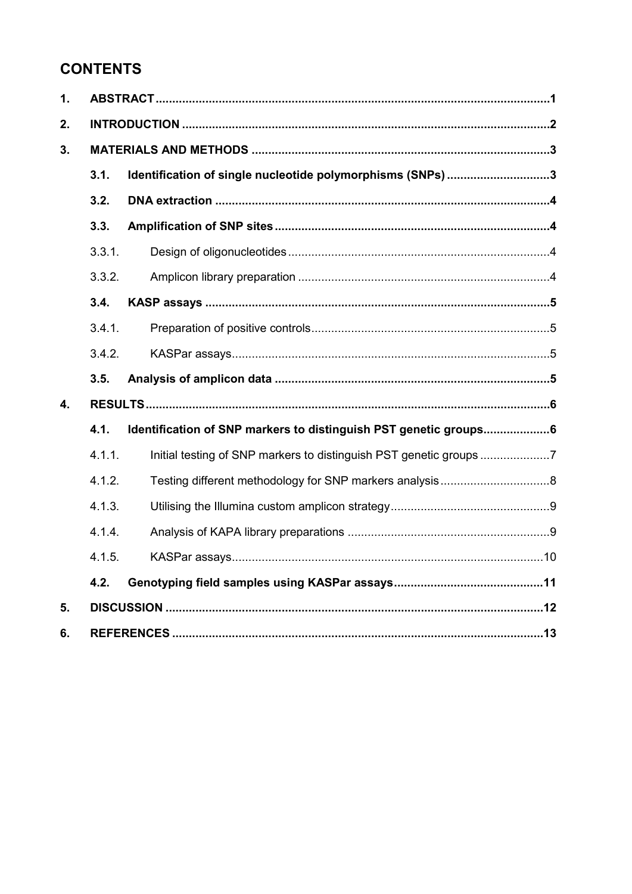## CONTENTS

| | | | |
|---|---|---|---|
| **1.** | **ABSTRACT** | | **1** |
| **2.** | **INTRODUCTION** | | **2** |
| **3.** | **MATERIALS AND METHODS** | | **3** |
| | **3.1.** | **Identification of single nucleotide polymorphisms (SNPs)** | **3** |
| | **3.2.** | **DNA extraction** | **4** |
| | **3.3.** | **Amplification of SNP sites** | **4** |
| | 3.3.1. | Design of oligonucleotides | 4 |
| | 3.3.2. | Amplicon library preparation | 4 |
| | **3.4.** | **KASP assays** | **5** |
| | 3.4.1. | Preparation of positive controls | 5 |
| | 3.4.2. | KASPar assays | 5 |
| | **3.5.** | **Analysis of amplicon data** | **5** |
| **4.** | **RESULTS** | | **6** |
| | **4.1.** | **Identification of SNP markers to distinguish PST genetic groups** | **6** |
| | 4.1.1. | Initial testing of SNP markers to distinguish PST genetic groups | 7 |
| | 4.1.2. | Testing different methodology for SNP markers analysis | 8 |
| | 4.1.3. | Utilising the Illumina custom amplicon strategy | 9 |
| | 4.1.4. | Analysis of KAPA library preparations | 9 |
| | 4.1.5. | KASPar assays | 10 |
| | **4.2.** | **Genotyping field samples using KASPar assays** | **11** |
| **5.** | **DISCUSSION** | | **12** |
| **6.** | **REFERENCES** | | **13** |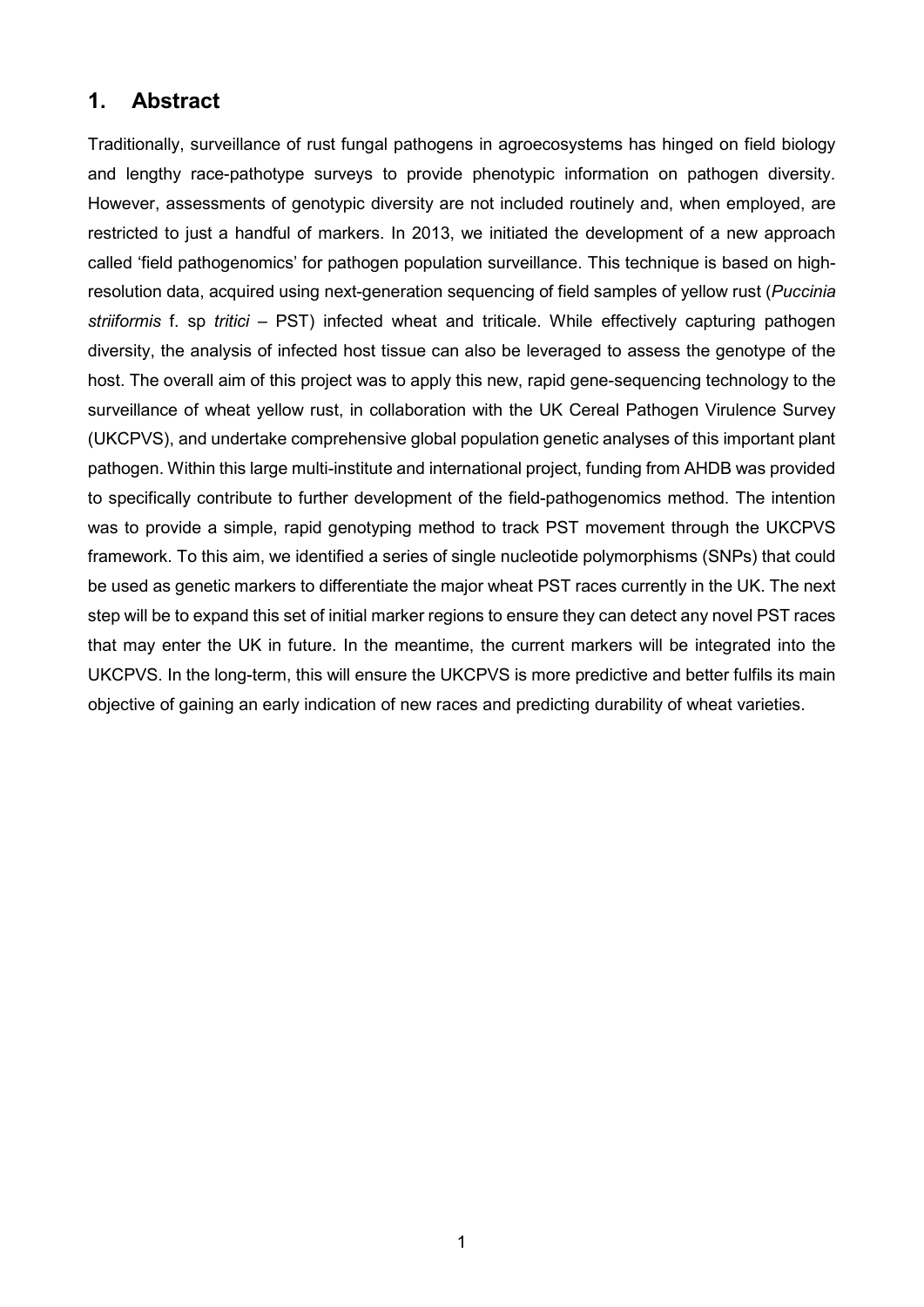## 1. Abstract

Traditionally, surveillance of rust fungal pathogens in agroecosystems has hinged on field biology and lengthy race-pathotype surveys to provide phenotypic information on pathogen diversity. However, assessments of genotypic diversity are not included routinely and, when employed, are restricted to just a handful of markers. In 2013, we initiated the development of a new approach called 'field pathogenomics' for pathogen population surveillance. This technique is based on high-resolution data, acquired using next-generation sequencing of field samples of yellow rust (*Puccinia striiformis* f. sp *tritici* – PST) infected wheat and triticale. While effectively capturing pathogen diversity, the analysis of infected host tissue can also be leveraged to assess the genotype of the host. The overall aim of this project was to apply this new, rapid gene-sequencing technology to the surveillance of wheat yellow rust, in collaboration with the UK Cereal Pathogen Virulence Survey (UKCPVS), and undertake comprehensive global population genetic analyses of this important plant pathogen. Within this large multi-institute and international project, funding from AHDB was provided to specifically contribute to further development of the field-pathogenomics method. The intention was to provide a simple, rapid genotyping method to track PST movement through the UKCPVS framework. To this aim, we identified a series of single nucleotide polymorphisms (SNPs) that could be used as genetic markers to differentiate the major wheat PST races currently in the UK. The next step will be to expand this set of initial marker regions to ensure they can detect any novel PST races that may enter the UK in future. In the meantime, the current markers will be integrated into the UKCPVS. In the long-term, this will ensure the UKCPVS is more predictive and better fulfils its main objective of gaining an early indication of new races and predicting durability of wheat varieties.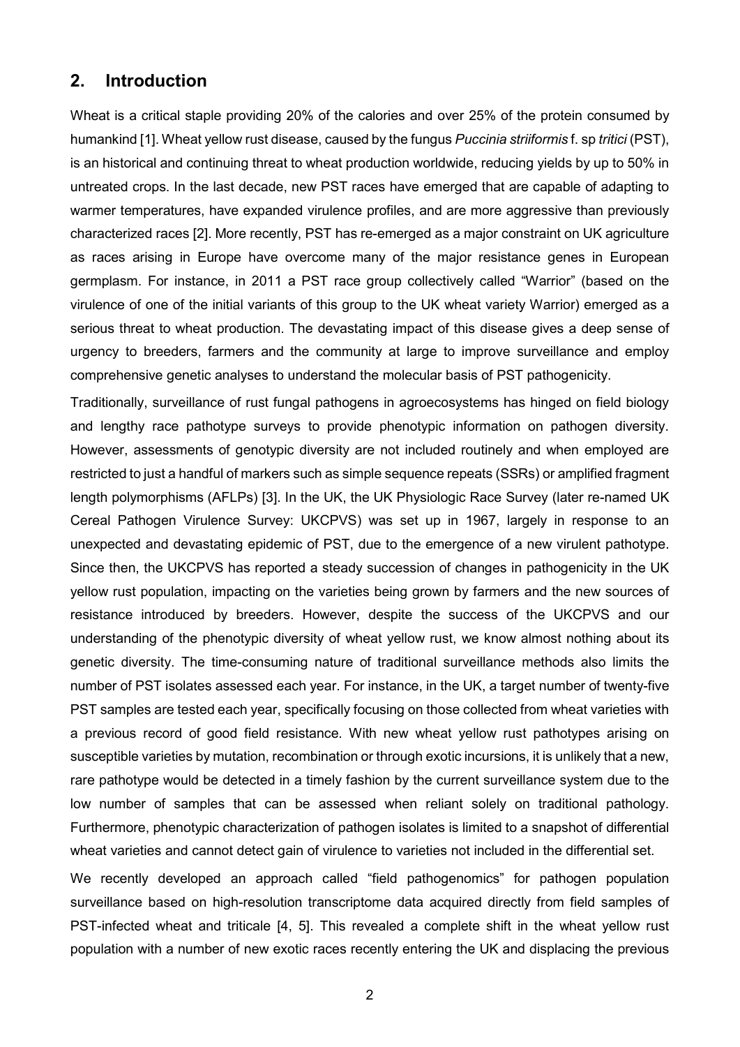## 2. Introduction

Wheat is a critical staple providing 20% of the calories and over 25% of the protein consumed by humankind [1]. Wheat yellow rust disease, caused by the fungus *Puccinia striiformis* f. sp *tritici* (PST), is an historical and continuing threat to wheat production worldwide, reducing yields by up to 50% in untreated crops. In the last decade, new PST races have emerged that are capable of adapting to warmer temperatures, have expanded virulence profiles, and are more aggressive than previously characterized races [2]. More recently, PST has re-emerged as a major constraint on UK agriculture as races arising in Europe have overcome many of the major resistance genes in European germplasm. For instance, in 2011 a PST race group collectively called "Warrior" (based on the virulence of one of the initial variants of this group to the UK wheat variety Warrior) emerged as a serious threat to wheat production. The devastating impact of this disease gives a deep sense of urgency to breeders, farmers and the community at large to improve surveillance and employ comprehensive genetic analyses to understand the molecular basis of PST pathogenicity.

Traditionally, surveillance of rust fungal pathogens in agroecosystems has hinged on field biology and lengthy race pathotype surveys to provide phenotypic information on pathogen diversity. However, assessments of genotypic diversity are not included routinely and when employed are restricted to just a handful of markers such as simple sequence repeats (SSRs) or amplified fragment length polymorphisms (AFLPs) [3]. In the UK, the UK Physiologic Race Survey (later re-named UK Cereal Pathogen Virulence Survey: UKCPVS) was set up in 1967, largely in response to an unexpected and devastating epidemic of PST, due to the emergence of a new virulent pathotype. Since then, the UKCPVS has reported a steady succession of changes in pathogenicity in the UK yellow rust population, impacting on the varieties being grown by farmers and the new sources of resistance introduced by breeders. However, despite the success of the UKCPVS and our understanding of the phenotypic diversity of wheat yellow rust, we know almost nothing about its genetic diversity. The time-consuming nature of traditional surveillance methods also limits the number of PST isolates assessed each year. For instance, in the UK, a target number of twenty-five PST samples are tested each year, specifically focusing on those collected from wheat varieties with a previous record of good field resistance. With new wheat yellow rust pathotypes arising on susceptible varieties by mutation, recombination or through exotic incursions, it is unlikely that a new, rare pathotype would be detected in a timely fashion by the current surveillance system due to the low number of samples that can be assessed when reliant solely on traditional pathology. Furthermore, phenotypic characterization of pathogen isolates is limited to a snapshot of differential wheat varieties and cannot detect gain of virulence to varieties not included in the differential set.

We recently developed an approach called "field pathogenomics" for pathogen population surveillance based on high-resolution transcriptome data acquired directly from field samples of PST-infected wheat and triticale [4, 5]. This revealed a complete shift in the wheat yellow rust population with a number of new exotic races recently entering the UK and displacing the previous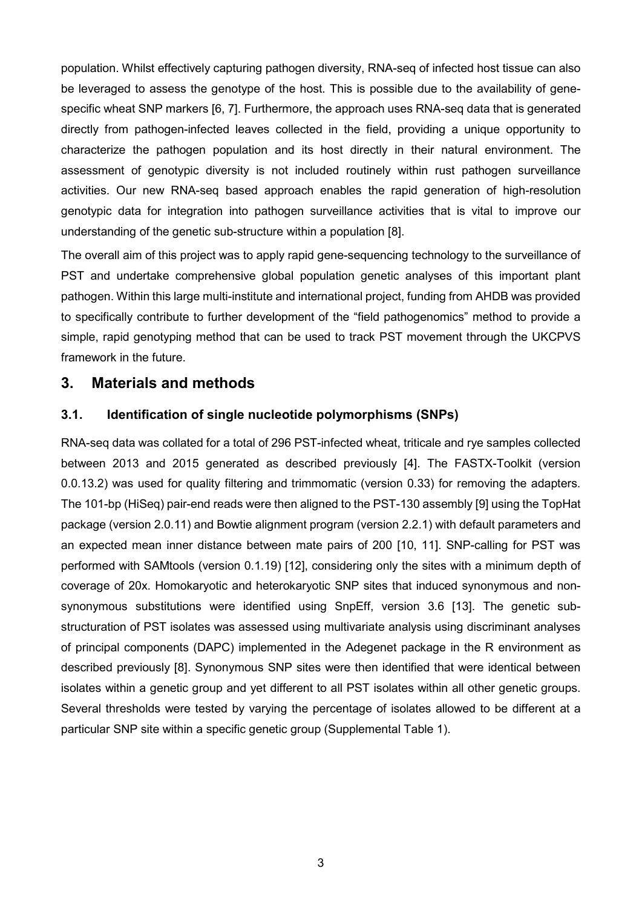population. Whilst effectively capturing pathogen diversity, RNA-seq of infected host tissue can also be leveraged to assess the genotype of the host. This is possible due to the availability of gene-specific wheat SNP markers [6, 7]. Furthermore, the approach uses RNA-seq data that is generated directly from pathogen-infected leaves collected in the field, providing a unique opportunity to characterize the pathogen population and its host directly in their natural environment. The assessment of genotypic diversity is not included routinely within rust pathogen surveillance activities. Our new RNA-seq based approach enables the rapid generation of high-resolution genotypic data for integration into pathogen surveillance activities that is vital to improve our understanding of the genetic sub-structure within a population [8].

The overall aim of this project was to apply rapid gene-sequencing technology to the surveillance of PST and undertake comprehensive global population genetic analyses of this important plant pathogen. Within this large multi-institute and international project, funding from AHDB was provided to specifically contribute to further development of the "field pathogenomics" method to provide a simple, rapid genotyping method that can be used to track PST movement through the UKCPVS framework in the future.

## 3. Materials and methods

### 3.1. Identification of single nucleotide polymorphisms (SNPs)

RNA-seq data was collated for a total of 296 PST-infected wheat, triticale and rye samples collected between 2013 and 2015 generated as described previously [4]. The FASTX-Toolkit (version 0.0.13.2) was used for quality filtering and trimmomatic (version 0.33) for removing the adapters. The 101-bp (HiSeq) pair-end reads were then aligned to the PST-130 assembly [9] using the TopHat package (version 2.0.11) and Bowtie alignment program (version 2.2.1) with default parameters and an expected mean inner distance between mate pairs of 200 [10, 11]. SNP-calling for PST was performed with SAMtools (version 0.1.19) [12], considering only the sites with a minimum depth of coverage of 20x. Homokaryotic and heterokaryotic SNP sites that induced synonymous and non-synonymous substitutions were identified using SnpEff, version 3.6 [13]. The genetic sub-structuration of PST isolates was assessed using multivariate analysis using discriminant analyses of principal components (DAPC) implemented in the Adegenet package in the R environment as described previously [8]. Synonymous SNP sites were then identified that were identical between isolates within a genetic group and yet different to all PST isolates within all other genetic groups. Several thresholds were tested by varying the percentage of isolates allowed to be different at a particular SNP site within a specific genetic group (Supplemental Table 1).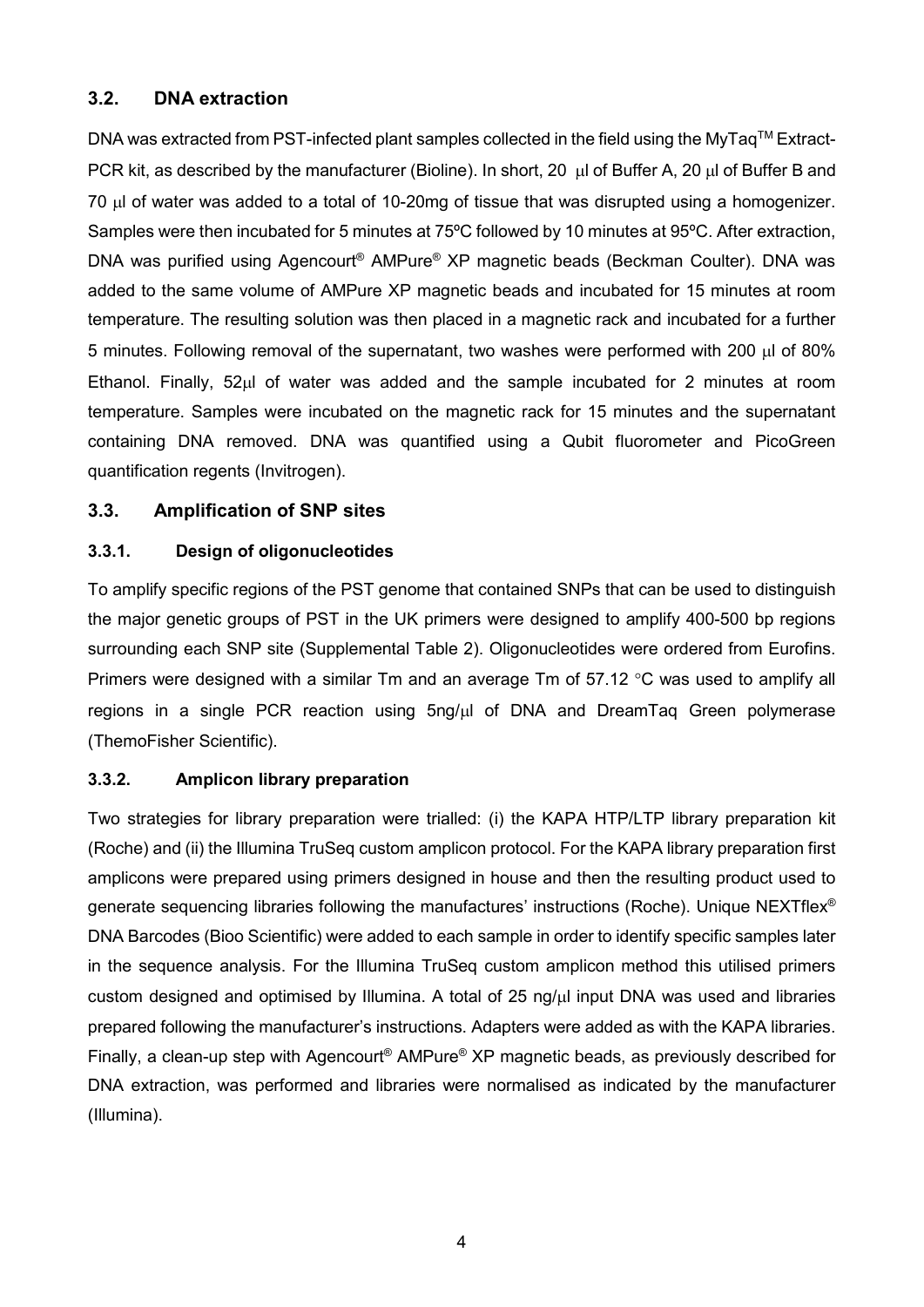## 3.2. DNA extraction

DNA was extracted from PST-infected plant samples collected in the field using the MyTaq™ Extract-PCR kit, as described by the manufacturer (Bioline). In short, 20 μl of Buffer A, 20 μl of Buffer B and 70 μl of water was added to a total of 10-20mg of tissue that was disrupted using a homogenizer. Samples were then incubated for 5 minutes at 75ºC followed by 10 minutes at 95ºC. After extraction, DNA was purified using Agencourt® AMPure® XP magnetic beads (Beckman Coulter). DNA was added to the same volume of AMPure XP magnetic beads and incubated for 15 minutes at room temperature. The resulting solution was then placed in a magnetic rack and incubated for a further 5 minutes. Following removal of the supernatant, two washes were performed with 200 μl of 80% Ethanol. Finally, 52μl of water was added and the sample incubated for 2 minutes at room temperature. Samples were incubated on the magnetic rack for 15 minutes and the supernatant containing DNA removed. DNA was quantified using a Qubit fluorometer and PicoGreen quantification regents (Invitrogen).

## 3.3. Amplification of SNP sites

### 3.3.1. Design of oligonucleotides

To amplify specific regions of the PST genome that contained SNPs that can be used to distinguish the major genetic groups of PST in the UK primers were designed to amplify 400-500 bp regions surrounding each SNP site (Supplemental Table 2). Oligonucleotides were ordered from Eurofins. Primers were designed with a similar Tm and an average Tm of 57.12 °C was used to amplify all regions in a single PCR reaction using 5ng/μl of DNA and DreamTaq Green polymerase (ThemoFisher Scientific).

### 3.3.2. Amplicon library preparation

Two strategies for library preparation were trialled: (i) the KAPA HTP/LTP library preparation kit (Roche) and (ii) the Illumina TruSeq custom amplicon protocol. For the KAPA library preparation first amplicons were prepared using primers designed in house and then the resulting product used to generate sequencing libraries following the manufactures' instructions (Roche). Unique NEXTflex® DNA Barcodes (Bioo Scientific) were added to each sample in order to identify specific samples later in the sequence analysis. For the Illumina TruSeq custom amplicon method this utilised primers custom designed and optimised by Illumina. A total of 25 ng/μl input DNA was used and libraries prepared following the manufacturer's instructions. Adapters were added as with the KAPA libraries. Finally, a clean-up step with Agencourt® AMPure® XP magnetic beads, as previously described for DNA extraction, was performed and libraries were normalised as indicated by the manufacturer (Illumina).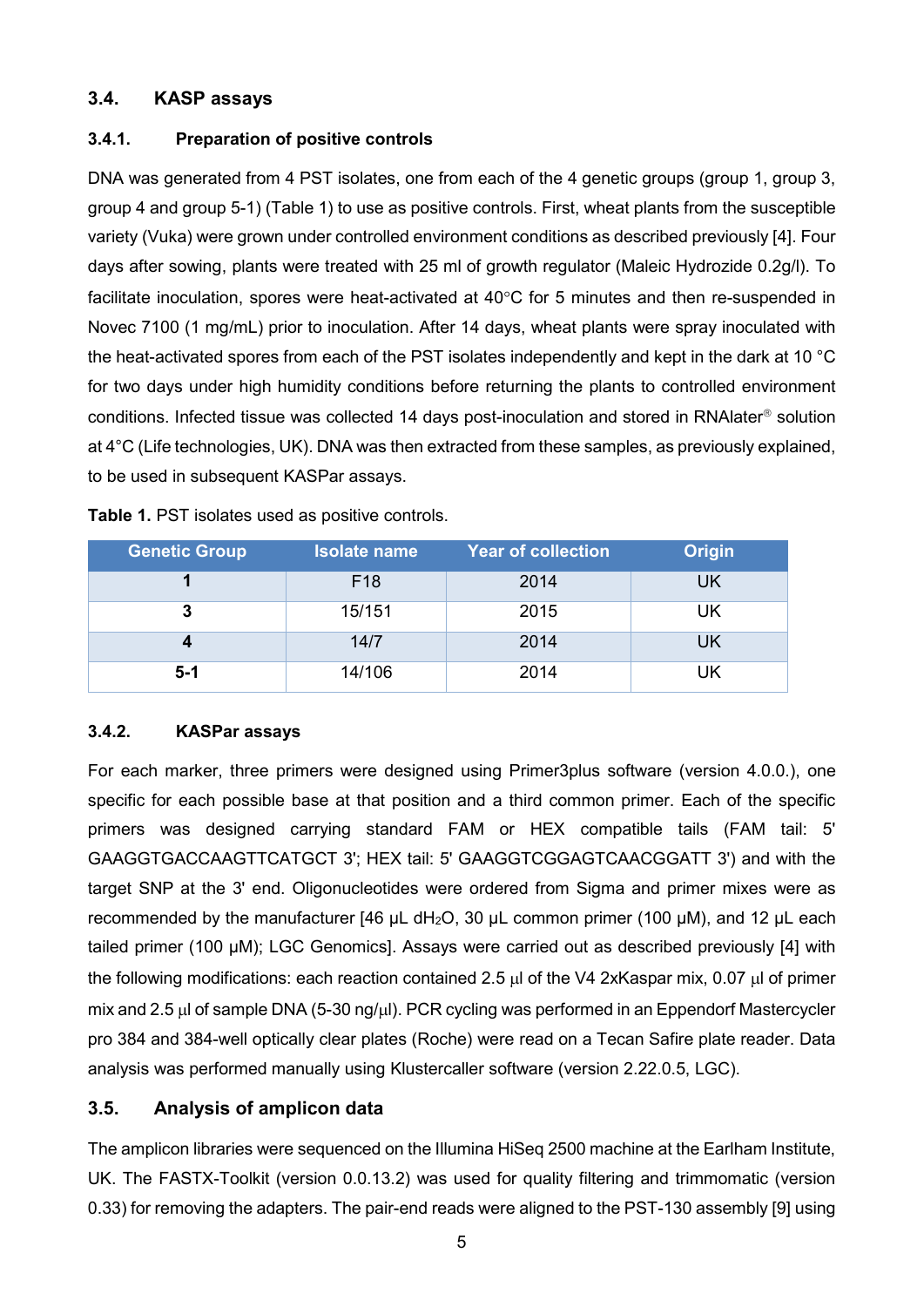### 3.4. KASP assays

#### 3.4.1. Preparation of positive controls

DNA was generated from 4 PST isolates, one from each of the 4 genetic groups (group 1, group 3, group 4 and group 5-1) (Table 1) to use as positive controls. First, wheat plants from the susceptible variety (Vuka) were grown under controlled environment conditions as described previously [4]. Four days after sowing, plants were treated with 25 ml of growth regulator (Maleic Hydrozide 0.2g/l). To facilitate inoculation, spores were heat-activated at 40°C for 5 minutes and then re-suspended in Novec 7100 (1 mg/mL) prior to inoculation. After 14 days, wheat plants were spray inoculated with the heat-activated spores from each of the PST isolates independently and kept in the dark at 10 °C for two days under high humidity conditions before returning the plants to controlled environment conditions. Infected tissue was collected 14 days post-inoculation and stored in RNAlater® solution at 4°C (Life technologies, UK). DNA was then extracted from these samples, as previously explained, to be used in subsequent KASPar assays.

**Table 1.** PST isolates used as positive controls.

| Genetic Group | Isolate name | Year of collection | Origin |
|---|---|---|---|
| **1** | F18 | 2014 | UK |
| **3** | 15/151 | 2015 | UK |
| **4** | 14/7 | 2014 | UK |
| **5-1** | 14/106 | 2014 | UK |

#### 3.4.2. KASPar assays

For each marker, three primers were designed using Primer3plus software (version 4.0.0.), one specific for each possible base at that position and a third common primer. Each of the specific primers was designed carrying standard FAM or HEX compatible tails (FAM tail: 5' GAAGGTGACCAAGTTCATGCT 3'; HEX tail: 5' GAAGGTCGGAGTCAACGGATT 3') and with the target SNP at the 3' end. Oligonucleotides were ordered from Sigma and primer mixes were as recommended by the manufacturer [46 μL $dH_2O$, 30 μL common primer (100 μM), and 12 μL each tailed primer (100 μM); LGC Genomics]. Assays were carried out as described previously [4] with the following modifications: each reaction contained 2.5 μl of the V4 2xKaspar mix, 0.07 μl of primer mix and 2.5 μl of sample DNA (5-30 ng/μl). PCR cycling was performed in an Eppendorf Mastercycler pro 384 and 384-well optically clear plates (Roche) were read on a Tecan Safire plate reader. Data analysis was performed manually using Klustercaller software (version 2.22.0.5, LGC).

### 3.5. Analysis of amplicon data

The amplicon libraries were sequenced on the Illumina HiSeq 2500 machine at the Earlham Institute, UK. The FASTX-Toolkit (version 0.0.13.2) was used for quality filtering and trimmomatic (version 0.33) for removing the adapters. The pair-end reads were aligned to the PST-130 assembly [9] using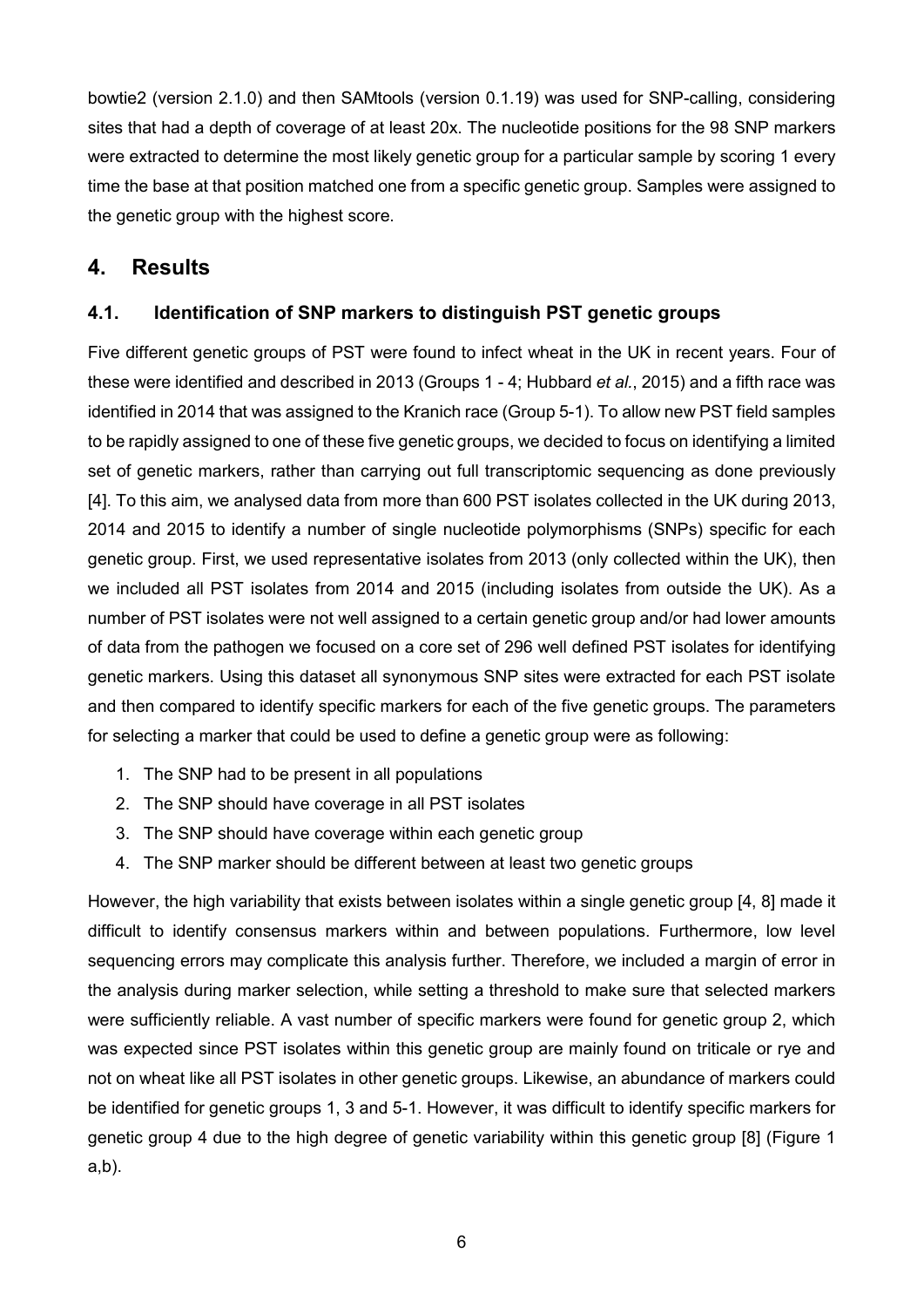bowtie2 (version 2.1.0) and then SAMtools (version 0.1.19) was used for SNP-calling, considering sites that had a depth of coverage of at least 20x. The nucleotide positions for the 98 SNP markers were extracted to determine the most likely genetic group for a particular sample by scoring 1 every time the base at that position matched one from a specific genetic group. Samples were assigned to the genetic group with the highest score.

## 4. Results

### 4.1. Identification of SNP markers to distinguish PST genetic groups

Five different genetic groups of PST were found to infect wheat in the UK in recent years. Four of these were identified and described in 2013 (Groups 1 - 4; Hubbard *et al.*, 2015) and a fifth race was identified in 2014 that was assigned to the Kranich race (Group 5-1). To allow new PST field samples to be rapidly assigned to one of these five genetic groups, we decided to focus on identifying a limited set of genetic markers, rather than carrying out full transcriptomic sequencing as done previously [4]. To this aim, we analysed data from more than 600 PST isolates collected in the UK during 2013, 2014 and 2015 to identify a number of single nucleotide polymorphisms (SNPs) specific for each genetic group. First, we used representative isolates from 2013 (only collected within the UK), then we included all PST isolates from 2014 and 2015 (including isolates from outside the UK). As a number of PST isolates were not well assigned to a certain genetic group and/or had lower amounts of data from the pathogen we focused on a core set of 296 well defined PST isolates for identifying genetic markers. Using this dataset all synonymous SNP sites were extracted for each PST isolate and then compared to identify specific markers for each of the five genetic groups. The parameters for selecting a marker that could be used to define a genetic group were as following:

1. The SNP had to be present in all populations
2. The SNP should have coverage in all PST isolates
3. The SNP should have coverage within each genetic group
4. The SNP marker should be different between at least two genetic groups

However, the high variability that exists between isolates within a single genetic group [4, 8] made it difficult to identify consensus markers within and between populations. Furthermore, low level sequencing errors may complicate this analysis further. Therefore, we included a margin of error in the analysis during marker selection, while setting a threshold to make sure that selected markers were sufficiently reliable. A vast number of specific markers were found for genetic group 2, which was expected since PST isolates within this genetic group are mainly found on triticale or rye and not on wheat like all PST isolates in other genetic groups. Likewise, an abundance of markers could be identified for genetic groups 1, 3 and 5-1. However, it was difficult to identify specific markers for genetic group 4 due to the high degree of genetic variability within this genetic group [8] (Figure 1 a,b).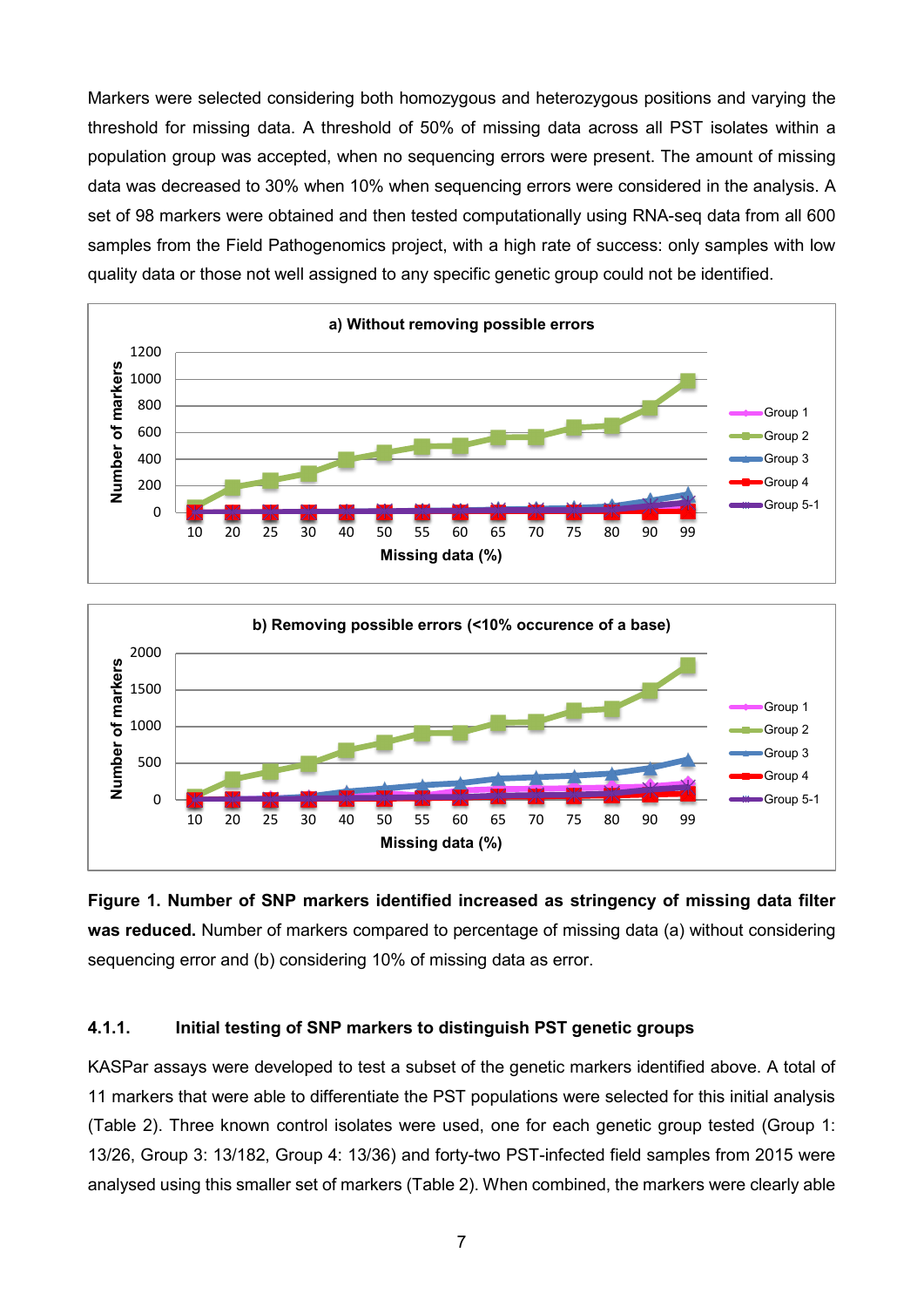Markers were selected considering both homozygous and heterozygous positions and varying the threshold for missing data. A threshold of 50% of missing data across all PST isolates within a population group was accepted, when no sequencing errors were present. The amount of missing data was decreased to 30% when 10% when sequencing errors were considered in the analysis. A set of 98 markers were obtained and then tested computationally using RNA-seq data from all 600 samples from the Field Pathogenomics project, with a high rate of success: only samples with low quality data or those not well assigned to any specific genetic group could not be identified.

**Figure 1. Number of SNP markers identified increased as stringency of missing data filter was reduced.** Number of markers compared to percentage of missing data (a) without considering sequencing error and (b) considering 10% of missing data as error.

#### 4.1.1. Initial testing of SNP markers to distinguish PST genetic groups

KASPar assays were developed to test a subset of the genetic markers identified above. A total of 11 markers that were able to differentiate the PST populations were selected for this initial analysis (Table 2). Three known control isolates were used, one for each genetic group tested (Group 1: 13/26, Group 3: 13/182, Group 4: 13/36) and forty-two PST-infected field samples from 2015 were analysed using this smaller set of markers (Table 2). When combined, the markers were clearly able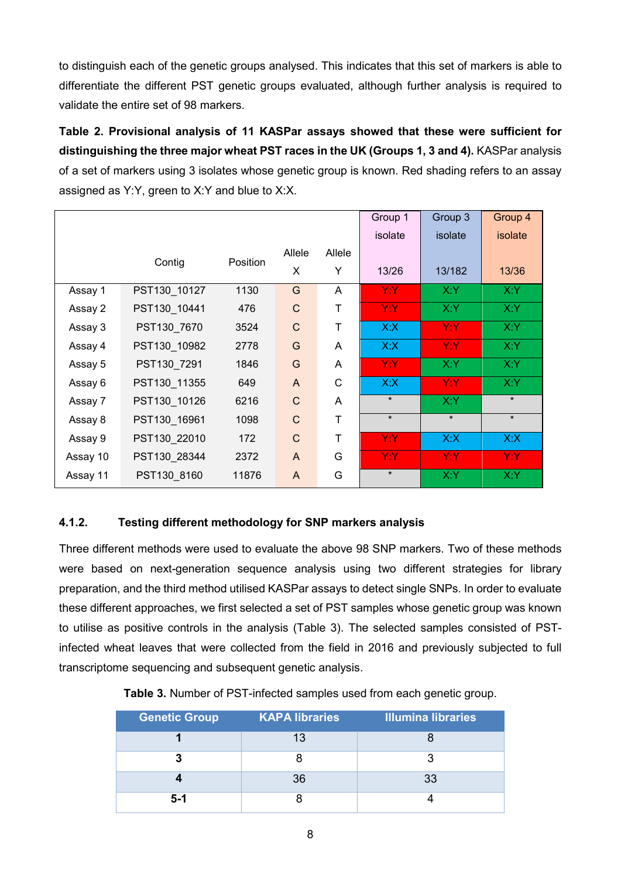to distinguish each of the genetic groups analysed. This indicates that this set of markers is able to differentiate the different PST genetic groups evaluated, although further analysis is required to validate the entire set of 98 markers.

**Table 2. Provisional analysis of 11 KASPar assays showed that these were sufficient for distinguishing the three major wheat PST races in the UK (Groups 1, 3 and 4).** KASPar analysis of a set of markers using 3 isolates whose genetic group is known. Red shading refers to an assay assigned as Y:Y, green to X:Y and blue to X:X.

| | Contig | Position | Allele X | Allele Y | Group 1 isolate 13/26 | Group 3 isolate 13/182 | Group 4 isolate 13/36 |
|---|---|---|---|---|---|---|---|
| Assay 1 | PST130_10127 | 1130 | G | A | Y:Y | X:Y | X:Y |
| Assay 2 | PST130_10441 | 476 | C | T | Y:Y | X:Y | X:Y |
| Assay 3 | PST130_7670 | 3524 | C | T | X:X | Y:Y | X:Y |
| Assay 4 | PST130_10982 | 2778 | G | A | X:X | Y:Y | X:Y |
| Assay 5 | PST130_7291 | 1846 | G | A | Y:Y | X:Y | X:Y |
| Assay 6 | PST130_11355 | 649 | A | C | X:X | Y:Y | X:Y |
| Assay 7 | PST130_10126 | 6216 | C | A | * | X:Y | * |
| Assay 8 | PST130_16961 | 1098 | C | T | * | * | * |
| Assay 9 | PST130_22010 | 172 | C | T | Y:Y | X:X | X:X |
| Assay 10 | PST130_28344 | 2372 | A | G | Y:Y | Y:Y | Y:Y |
| Assay 11 | PST130_8160 | 11876 | A | G | * | X:Y | X:Y |

#### 4.1.2. Testing different methodology for SNP markers analysis

Three different methods were used to evaluate the above 98 SNP markers. Two of these methods were based on next-generation sequence analysis using two different strategies for library preparation, and the third method utilised KASPar assays to detect single SNPs. In order to evaluate these different approaches, we first selected a set of PST samples whose genetic group was known to utilise as positive controls in the analysis (Table 3). The selected samples consisted of PST-infected wheat leaves that were collected from the field in 2016 and previously subjected to full transcriptome sequencing and subsequent genetic analysis.

**Table 3.** Number of PST-infected samples used from each genetic group.

| Genetic Group | KAPA libraries | Illumina libraries |
|---|---|---|
| **1** | 13 | 8 |
| **3** | 8 | 3 |
| **4** | 36 | 33 |
| **5-1** | 8 | 4 |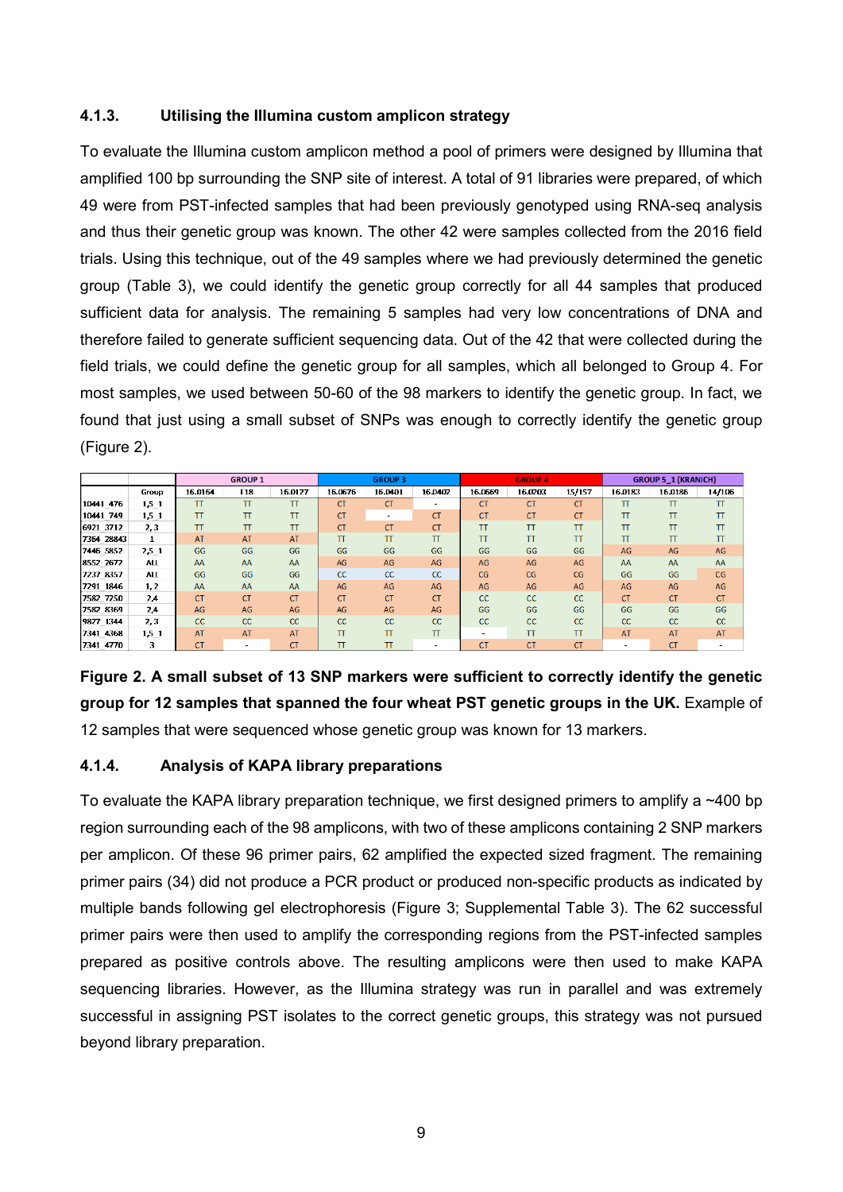### 4.1.3. Utilising the Illumina custom amplicon strategy

To evaluate the Illumina custom amplicon method a pool of primers were designed by Illumina that amplified 100 bp surrounding the SNP site of interest. A total of 91 libraries were prepared, of which 49 were from PST-infected samples that had been previously genotyped using RNA-seq analysis and thus their genetic group was known. The other 42 were samples collected from the 2016 field trials. Using this technique, out of the 49 samples where we had previously determined the genetic group (Table 3), we could identify the genetic group correctly for all 44 samples that produced sufficient data for analysis. The remaining 5 samples had very low concentrations of DNA and therefore failed to generate sufficient sequencing data. Out of the 42 that were collected during the field trials, we could define the genetic group for all samples, which all belonged to Group 4. For most samples, we used between 50-60 of the 98 markers to identify the genetic group. In fact, we found that just using a small subset of SNPs was enough to correctly identify the genetic group (Figure 2).

| | | GROUP 1 | | | GROUP 3 | | | GROUP 4 | | | GROUP 5_1 (KRANICH) | | |
|---|---|---|---|---|---|---|---|---|---|---|---|---|---|
| | Group | 16.0164 | F18 | 16.0127 | 16.0676 | 16.0401 | 16.0402 | 16.0669 | 16.0203 | 15/157 | 16.0183 | 16.0186 | 14/106 |
| 10441_476 | 1,5_1 | TT | TT | TT | CT | CT | - | CT | CT | CT | TT | TT | TT |
| 10441_749 | 1,5_1 | TT | TT | TT | CT | - | CT | CT | CT | CT | TT | TT | TT |
| 6921_3712 | 2,3 | TT | TT | TT | CT | CT | CT | TT | TT | TT | TT | TT | TT |
| 7364_28843 | 1 | AT | AT | AT | TT | TT | TT | TT | TT | TT | TT | TT | TT |
| 7446_5857 | 2,5_1 | GG | GG | GG | GG | GG | GG | GG | GG | GG | AG | AG | AG |
| 8552_2672 | ALL | AA | AA | AA | AG | AG | AG | AG | AG | AG | AA | AA | AA |
| 7237_8357 | ALL | GG | GG | GG | CC | CC | CC | CG | CG | CG | GG | GG | CG |
| 7291_1846 | 1, 2 | AA | AA | AA | AG | AG | AG | AG | AG | AG | AG | AG | AG |
| 7582_7250 | 2,4 | CT | CT | CT | CT | CT | CT | CC | CC | CC | CT | CT | CT |
| 7582_8369 | 2,4 | AG | AG | AG | AG | AG | AG | GG | GG | GG | GG | GG | GG |
| 9877_1344 | 2, 3 | CC | CC | CC | CC | CC | CC | CC | CC | CC | CC | CC | CC |
| 7341_4368 | 1,5_1 | AT | AT | AT | TT | TT | TT | - | TT | TT | AT | AT | AT |
| 7341_4770 | 3 | CT | - | CT | TT | TT | - | CT | CT | CT | - | CT | - |

**Figure 2. A small subset of 13 SNP markers were sufficient to correctly identify the genetic group for 12 samples that spanned the four wheat PST genetic groups in the UK.** Example of 12 samples that were sequenced whose genetic group was known for 13 markers.

### 4.1.4. Analysis of KAPA library preparations

To evaluate the KAPA library preparation technique, we first designed primers to amplify a ~400 bp region surrounding each of the 98 amplicons, with two of these amplicons containing 2 SNP markers per amplicon. Of these 96 primer pairs, 62 amplified the expected sized fragment. The remaining primer pairs (34) did not produce a PCR product or produced non-specific products as indicated by multiple bands following gel electrophoresis (Figure 3; Supplemental Table 3). The 62 successful primer pairs were then used to amplify the corresponding regions from the PST-infected samples prepared as positive controls above. The resulting amplicons were then used to make KAPA sequencing libraries. However, as the Illumina strategy was run in parallel and was extremely successful in assigning PST isolates to the correct genetic groups, this strategy was not pursued beyond library preparation.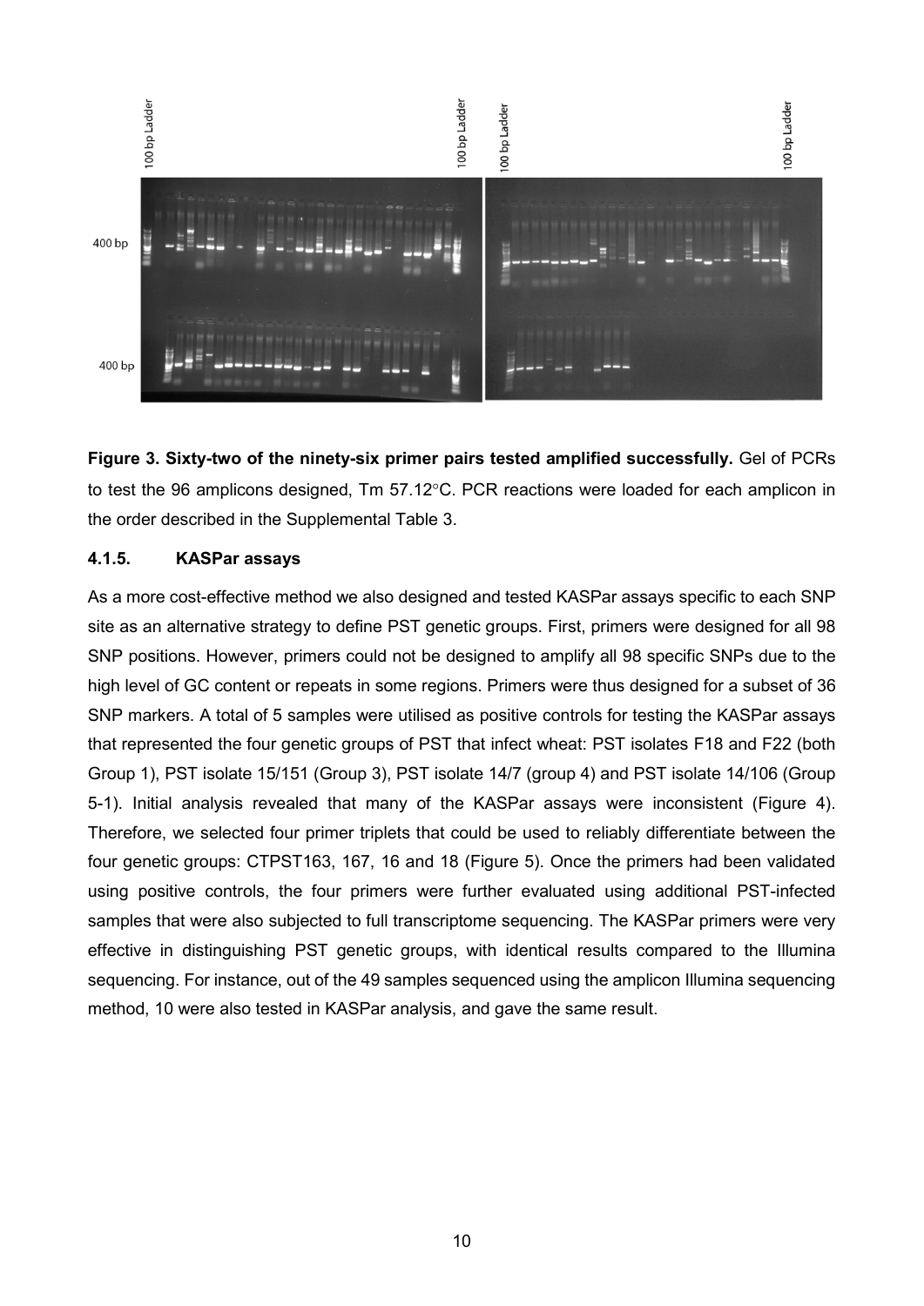**Figure 3. Sixty-two of the ninety-six primer pairs tested amplified successfully.** Gel of PCRs to test the 96 amplicons designed, Tm 57.12°C. PCR reactions were loaded for each amplicon in the order described in the Supplemental Table 3.

#### 4.1.5. KASPar assays

As a more cost-effective method we also designed and tested KASPar assays specific to each SNP site as an alternative strategy to define PST genetic groups. First, primers were designed for all 98 SNP positions. However, primers could not be designed to amplify all 98 specific SNPs due to the high level of GC content or repeats in some regions. Primers were thus designed for a subset of 36 SNP markers. A total of 5 samples were utilised as positive controls for testing the KASPar assays that represented the four genetic groups of PST that infect wheat: PST isolates F18 and F22 (both Group 1), PST isolate 15/151 (Group 3), PST isolate 14/7 (group 4) and PST isolate 14/106 (Group 5-1). Initial analysis revealed that many of the KASPar assays were inconsistent (Figure 4). Therefore, we selected four primer triplets that could be used to reliably differentiate between the four genetic groups: CTPST163, 167, 16 and 18 (Figure 5). Once the primers had been validated using positive controls, the four primers were further evaluated using additional PST-infected samples that were also subjected to full transcriptome sequencing. The KASPar primers were very effective in distinguishing PST genetic groups, with identical results compared to the Illumina sequencing. For instance, out of the 49 samples sequenced using the amplicon Illumina sequencing method, 10 were also tested in KASPar analysis, and gave the same result.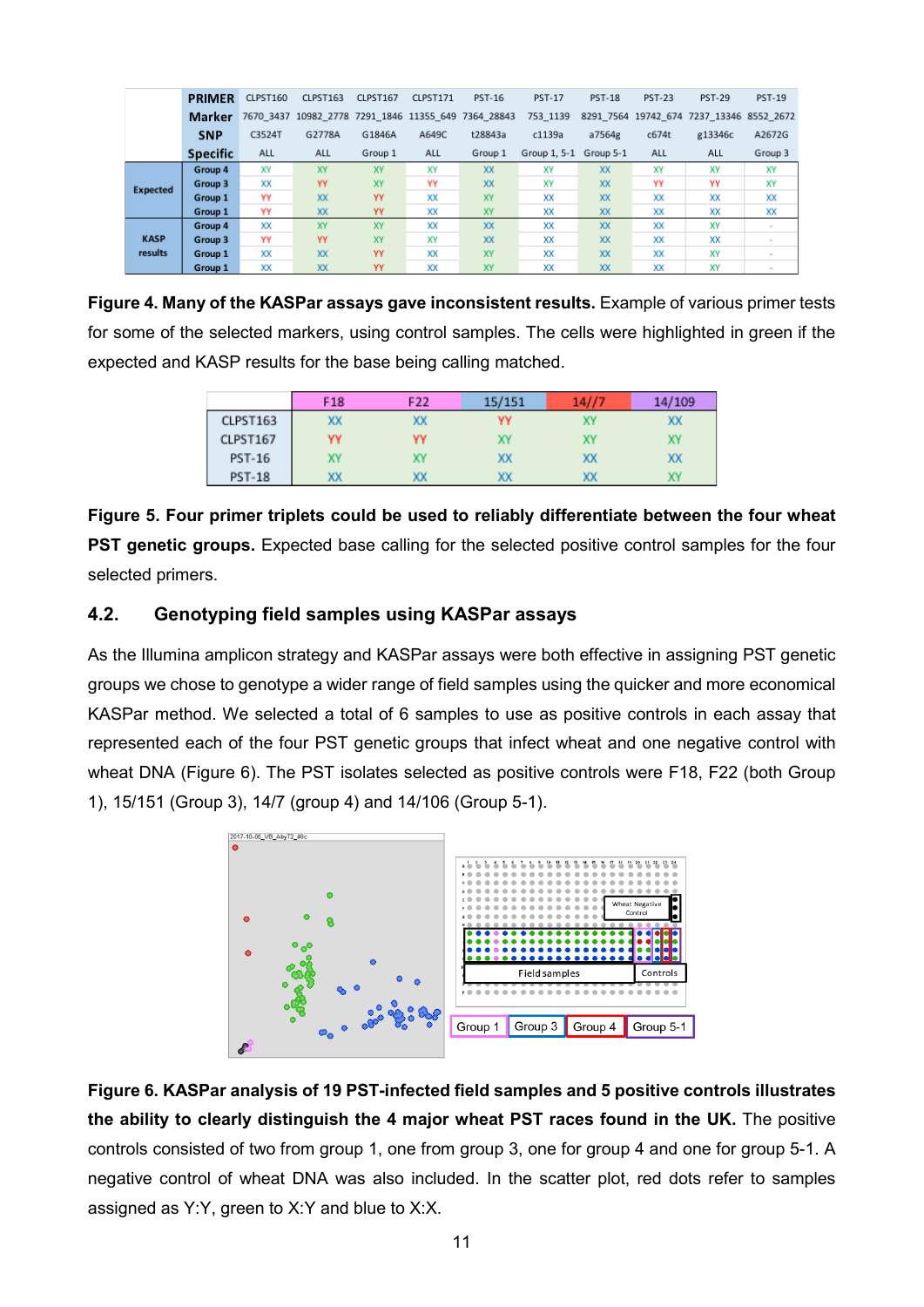| PRIMER | | CLPST160 | CLPST163 | CLPST167 | CLPST171 | PST-16 | PST-17 | PST-18 | PST-23 | PST-29 | PST-19 |
|---|---|---|---|---|---|---|---|---|---|---|---|
| Marker | | 7670_3437 | 10982_2778 | 7291_1846 | 11355_649 | 7364_28843 | 753_1139 | 8291_7564 | 19742_674 | 7237_13346 | 8552_2672 |
| SNP | | C3524T | G2778A | G1846A | A649C | t28843a | c1139a | a7564g | c674t | g13346c | A2672G |
| Specific | | ALL | ALL | Group 1 | ALL | Group 1 | Group 1, 5-1 | Group 5-1 | ALL | ALL | Group 3 |
| Expected | Group 4 | XY | XY | XY | XY | XX | XY | XX | XY | XY | XY |
| | Group 3 | XX | YY | XY | YY | XX | XY | XX | YY | YY | XY |
| | Group 1 | YY | XX | YY | XX | XY | XX | XX | XX | XX | XX |
| | Group 1 | YY | XX | YY | XX | XY | XX | XX | XX | XX | XX |
| KASP results | Group 4 | XX | XY | XY | XX | XX | XX | XX | XX | XY | - |
| | Group 3 | YY | YY | XY | XY | XX | XX | XX | XX | XX | - |
| | Group 1 | XX | XX | YY | XX | XY | XX | XX | XX | XY | - |
| | Group 1 | XX | XX | YY | XX | XY | XX | XX | XX | XY | - |

**Figure 4. Many of the KASPar assays gave inconsistent results.** Example of various primer tests for some of the selected markers, using control samples. The cells were highlighted in green if the expected and KASP results for the base being calling matched.

| | F18 | F22 | 15/151 | 14//7 | 14/109 |
|---|---|---|---|---|---|
| CLPST163 | XX | XX | YY | XY | XX |
| CLPST167 | YY | YY | XY | XY | XY |
| PST-16 | XY | XY | XX | XX | XX |
| PST-18 | XX | XX | XX | XX | XY |

**Figure 5. Four primer triplets could be used to reliably differentiate between the four wheat PST genetic groups.** Expected base calling for the selected positive control samples for the four selected primers.

## 4.2. Genotyping field samples using KASPar assays

As the Illumina amplicon strategy and KASPar assays were both effective in assigning PST genetic groups we chose to genotype a wider range of field samples using the quicker and more economical KASPar method. We selected a total of 6 samples to use as positive controls in each assay that represented each of the four PST genetic groups that infect wheat and one negative control with wheat DNA (Figure 6). The PST isolates selected as positive controls were F18, F22 (both Group 1), 15/151 (Group 3), 14/7 (group 4) and 14/106 (Group 5-1).

**Figure 6. KASPar analysis of 19 PST-infected field samples and 5 positive controls illustrates the ability to clearly distinguish the 4 major wheat PST races found in the UK.** The positive controls consisted of two from group 1, one from group 3, one for group 4 and one for group 5-1. A negative control of wheat DNA was also included. In the scatter plot, red dots refer to samples assigned as Y:Y, green to X:Y and blue to X:X.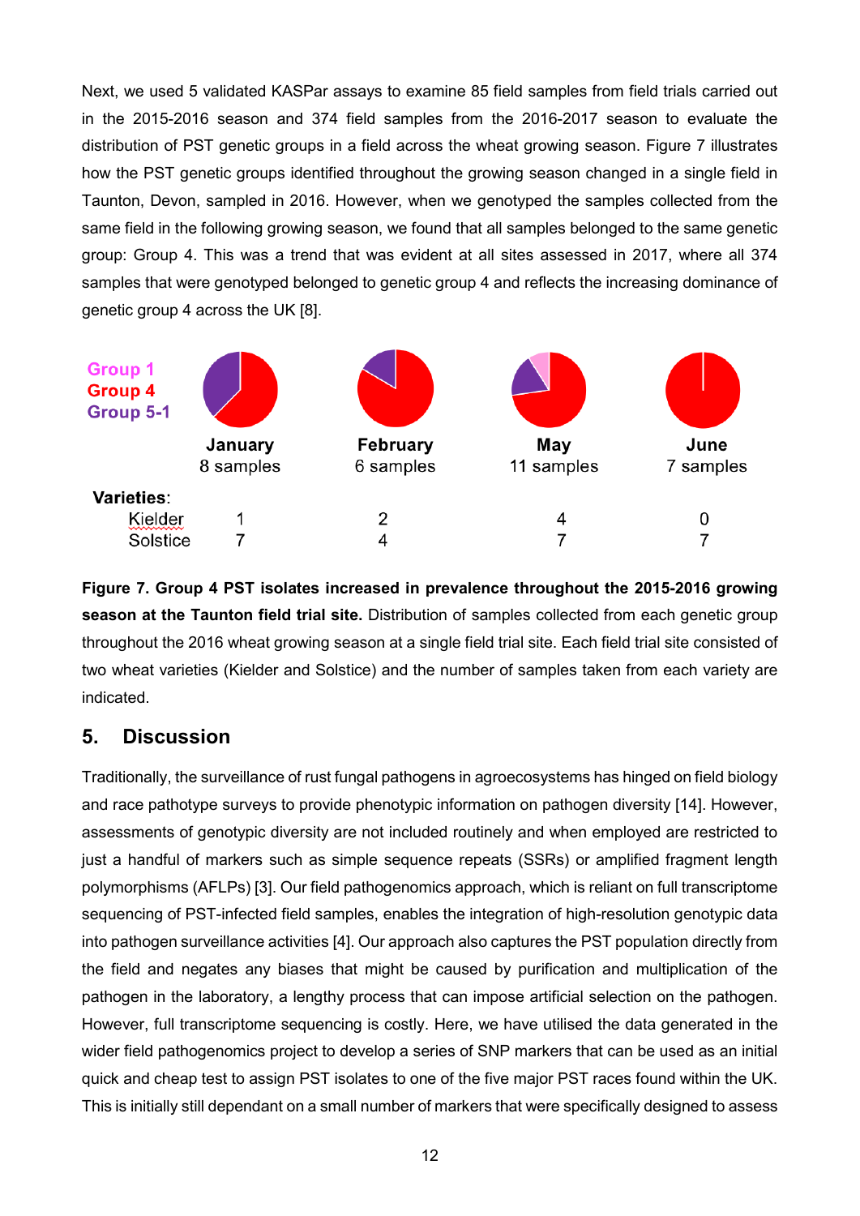Next, we used 5 validated KASPar assays to examine 85 field samples from field trials carried out in the 2015-2016 season and 374 field samples from the 2016-2017 season to evaluate the distribution of PST genetic groups in a field across the wheat growing season. Figure 7 illustrates how the PST genetic groups identified throughout the growing season changed in a single field in Taunton, Devon, sampled in 2016. However, when we genotyped the samples collected from the same field in the following growing season, we found that all samples belonged to the same genetic group: Group 4. This was a trend that was evident at all sites assessed in 2017, where all 374 samples that were genotyped belonged to genetic group 4 and reflects the increasing dominance of genetic group 4 across the UK [8].

Group 1
Group 4
Group 5-1

| | January | February | May | June |
|---|---|---|---|---|
| | 8 samples | 6 samples | 11 samples | 7 samples |
| **Varieties**: | | | | |
| Kielder | 1 | 2 | 4 | 0 |
| Solstice | 7 | 4 | 7 | 7 |

**Figure 7. Group 4 PST isolates increased in prevalence throughout the 2015-2016 growing season at the Taunton field trial site.** Distribution of samples collected from each genetic group throughout the 2016 wheat growing season at a single field trial site. Each field trial site consisted of two wheat varieties (Kielder and Solstice) and the number of samples taken from each variety are indicated.

## 5. Discussion

Traditionally, the surveillance of rust fungal pathogens in agroecosystems has hinged on field biology and race pathotype surveys to provide phenotypic information on pathogen diversity [14]. However, assessments of genotypic diversity are not included routinely and when employed are restricted to just a handful of markers such as simple sequence repeats (SSRs) or amplified fragment length polymorphisms (AFLPs) [3]. Our field pathogenomics approach, which is reliant on full transcriptome sequencing of PST-infected field samples, enables the integration of high-resolution genotypic data into pathogen surveillance activities [4]. Our approach also captures the PST population directly from the field and negates any biases that might be caused by purification and multiplication of the pathogen in the laboratory, a lengthy process that can impose artificial selection on the pathogen. However, full transcriptome sequencing is costly. Here, we have utilised the data generated in the wider field pathogenomics project to develop a series of SNP markers that can be used as an initial quick and cheap test to assign PST isolates to one of the five major PST races found within the UK. This is initially still dependant on a small number of markers that were specifically designed to assess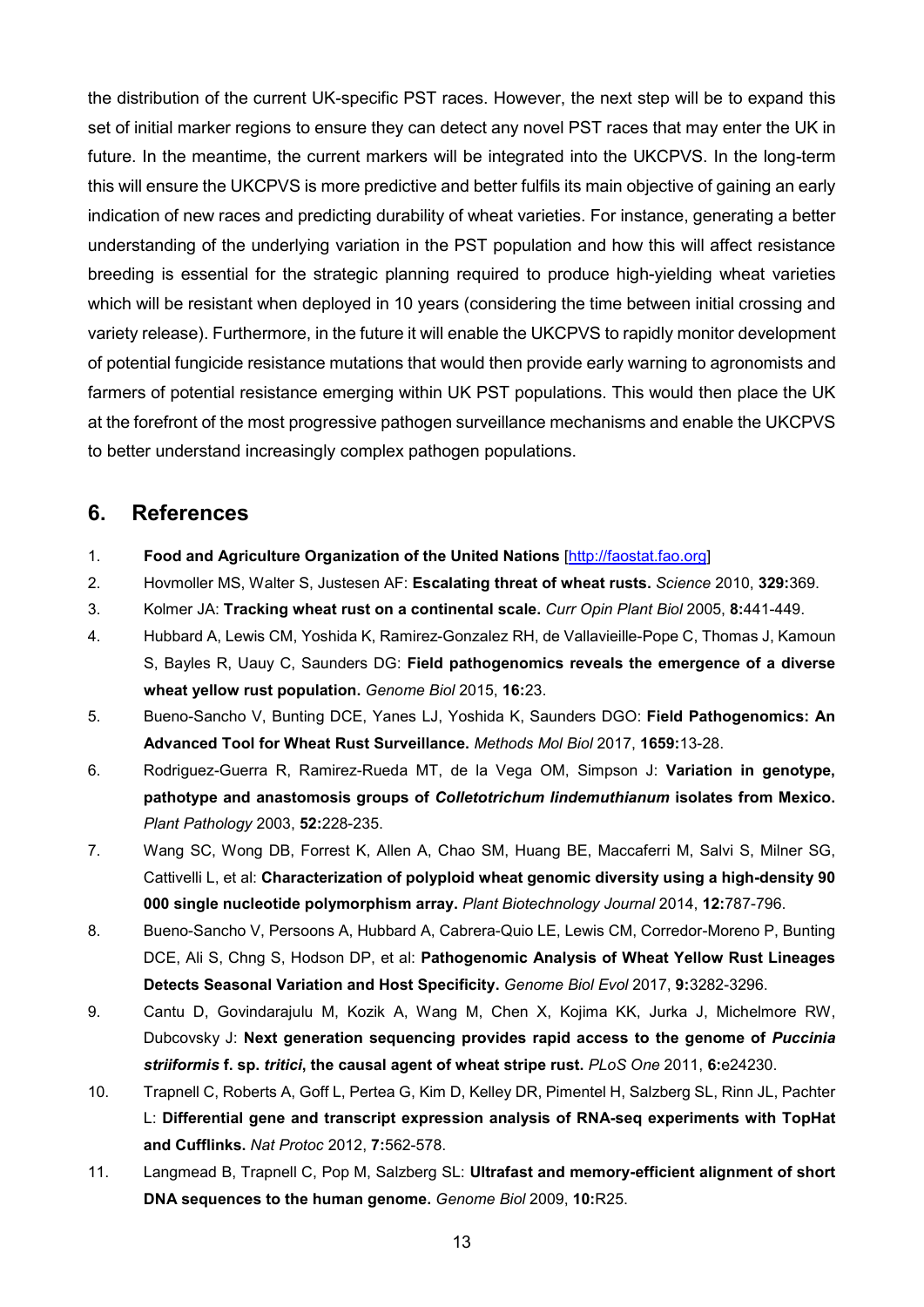the distribution of the current UK-specific PST races. However, the next step will be to expand this set of initial marker regions to ensure they can detect any novel PST races that may enter the UK in future. In the meantime, the current markers will be integrated into the UKCPVS. In the long-term this will ensure the UKCPVS is more predictive and better fulfils its main objective of gaining an early indication of new races and predicting durability of wheat varieties. For instance, generating a better understanding of the underlying variation in the PST population and how this will affect resistance breeding is essential for the strategic planning required to produce high-yielding wheat varieties which will be resistant when deployed in 10 years (considering the time between initial crossing and variety release). Furthermore, in the future it will enable the UKCPVS to rapidly monitor development of potential fungicide resistance mutations that would then provide early warning to agronomists and farmers of potential resistance emerging within UK PST populations. This would then place the UK at the forefront of the most progressive pathogen surveillance mechanisms and enable the UKCPVS to better understand increasingly complex pathogen populations.

## 6. References

1. **Food and Agriculture Organization of the United Nations** [http://faostat.fao.org]
2. Hovmoller MS, Walter S, Justesen AF: **Escalating threat of wheat rusts.** *Science* 2010, **329:**369.
3. Kolmer JA: **Tracking wheat rust on a continental scale.** *Curr Opin Plant Biol* 2005, **8:**441-449.
4. Hubbard A, Lewis CM, Yoshida K, Ramirez-Gonzalez RH, de Vallavieille-Pope C, Thomas J, Kamoun S, Bayles R, Uauy C, Saunders DG: **Field pathogenomics reveals the emergence of a diverse wheat yellow rust population.** *Genome Biol* 2015, **16:**23.
5. Bueno-Sancho V, Bunting DCE, Yanes LJ, Yoshida K, Saunders DGO: **Field Pathogenomics: An Advanced Tool for Wheat Rust Surveillance.** *Methods Mol Biol* 2017, **1659:**13-28.
6. Rodriguez-Guerra R, Ramirez-Rueda MT, de la Vega OM, Simpson J: **Variation in genotype, pathotype and anastomosis groups of *Colletotrichum lindemuthianum* isolates from Mexico.** *Plant Pathology* 2003, **52:**228-235.
7. Wang SC, Wong DB, Forrest K, Allen A, Chao SM, Huang BE, Maccaferri M, Salvi S, Milner SG, Cattivelli L, et al: **Characterization of polyploid wheat genomic diversity using a high-density 90 000 single nucleotide polymorphism array.** *Plant Biotechnology Journal* 2014, **12:**787-796.
8. Bueno-Sancho V, Persoons A, Hubbard A, Cabrera-Quio LE, Lewis CM, Corredor-Moreno P, Bunting DCE, Ali S, Chng S, Hodson DP, et al: **Pathogenomic Analysis of Wheat Yellow Rust Lineages Detects Seasonal Variation and Host Specificity.** *Genome Biol Evol* 2017, **9:**3282-3296.
9. Cantu D, Govindarajulu M, Kozik A, Wang M, Chen X, Kojima KK, Jurka J, Michelmore RW, Dubcovsky J: **Next generation sequencing provides rapid access to the genome of *Puccinia striiformis* f. sp. *tritici*, the causal agent of wheat stripe rust.** *PLoS One* 2011, **6:**e24230.
10. Trapnell C, Roberts A, Goff L, Pertea G, Kim D, Kelley DR, Pimentel H, Salzberg SL, Rinn JL, Pachter L: **Differential gene and transcript expression analysis of RNA-seq experiments with TopHat and Cufflinks.** *Nat Protoc* 2012, **7:**562-578.
11. Langmead B, Trapnell C, Pop M, Salzberg SL: **Ultrafast and memory-efficient alignment of short DNA sequences to the human genome.** *Genome Biol* 2009, **10:**R25.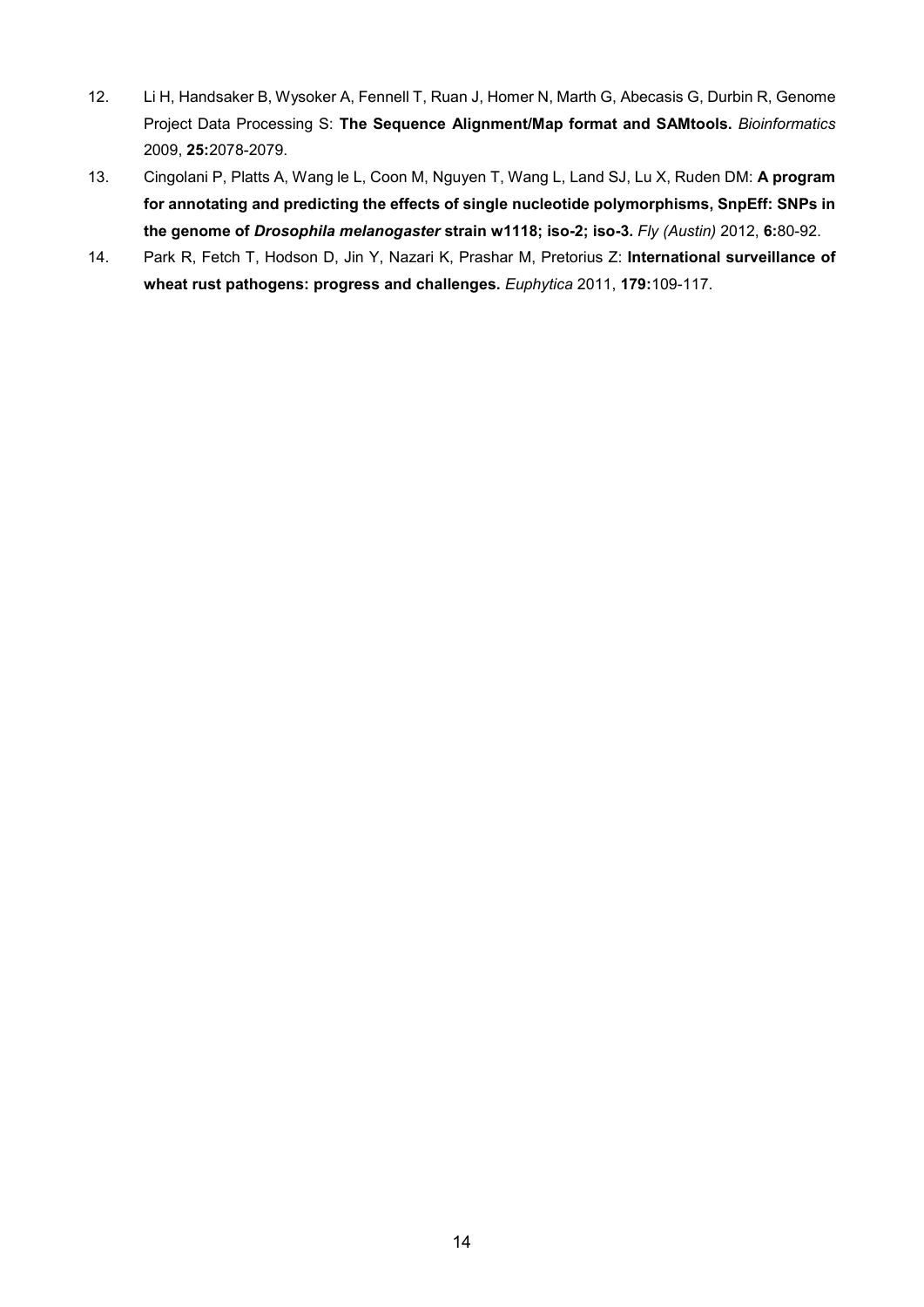12. Li H, Handsaker B, Wysoker A, Fennell T, Ruan J, Homer N, Marth G, Abecasis G, Durbin R, Genome Project Data Processing S: **The Sequence Alignment/Map format and SAMtools.** *Bioinformatics* 2009, **25:**2078-2079.
13. Cingolani P, Platts A, Wang le L, Coon M, Nguyen T, Wang L, Land SJ, Lu X, Ruden DM: **A program for annotating and predicting the effects of single nucleotide polymorphisms, SnpEff: SNPs in the genome of *Drosophila melanogaster* strain w1118; iso-2; iso-3.** *Fly (Austin)* 2012, **6:**80-92.
14. Park R, Fetch T, Hodson D, Jin Y, Nazari K, Prashar M, Pretorius Z: **International surveillance of wheat rust pathogens: progress and challenges.** *Euphytica* 2011, **179:**109-117.